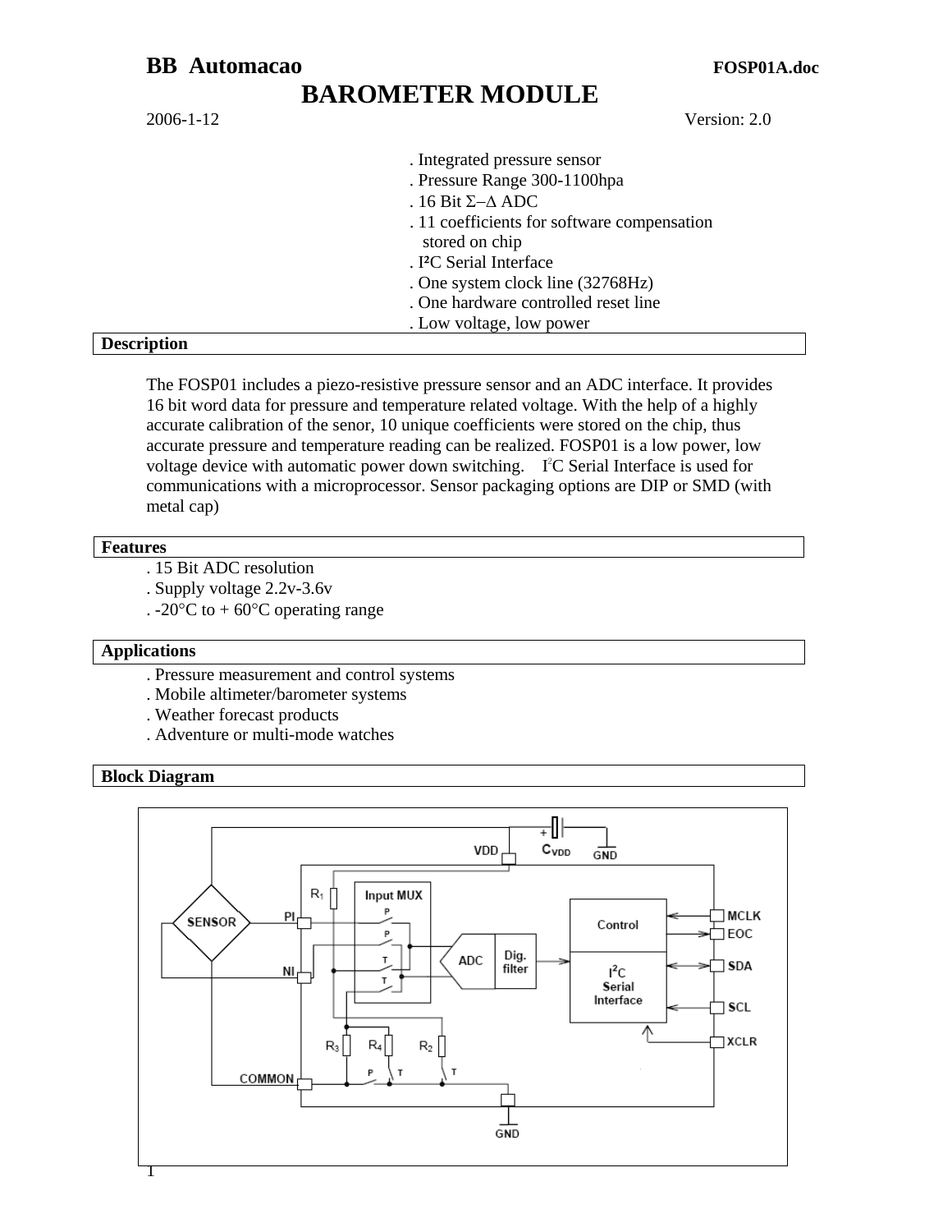**BB Automacao** **FOSP01A.doc**

# BARROMETER MODULE

2006-1-12 Version: 2.0

- . Integrated pressure sensor
- . Pressure Range 300-1100hpa
- . 16 Bit Σ−Δ ADC
- . 11 coefficients for software compensation stored on chip
- . I²C Serial Interface
- . One system clock line (32768Hz)
- . One hardware controlled reset line
- . Low voltage, low power

## Description

The FOSP01 includes a piezo-resistive pressure sensor and an ADC interface. It provides 16 bit word data for pressure and temperature related voltage. With the help of a highly accurate calibration of the senor, 10 unique coefficients were stored on the chip, thus accurate pressure and temperature reading can be realized. FOSP01 is a low power, low voltage device with automatic power down switching. I²C Serial Interface is used for communications with a microprocessor. Sensor packaging options are DIP or SMD (with metal cap)

## Features

- . 15 Bit ADC resolution
- . Supply voltage 2.2v-3.6v
- . -20°C to + 60°C operating range

## Applications

- . Pressure measurement and control systems
- . Mobile altimeter/barometer systems
- . Weather forecast products
- . Adventure or multi-mode watches

## Block Diagram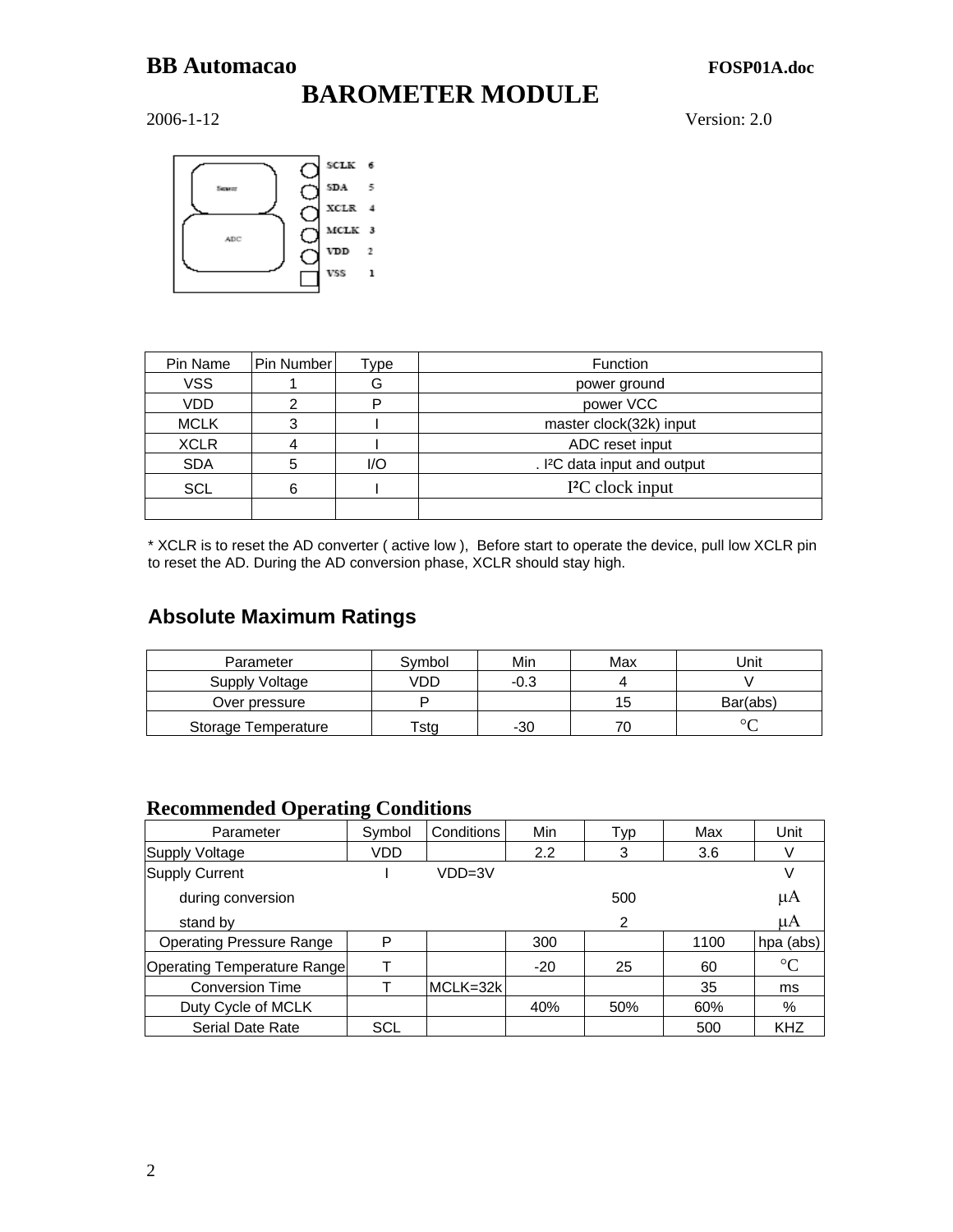# BB Automacao FOSP01A.doc

# BAROMETER MODULE

2006-1-12 Version: 2.0

| Pin Name | Pin Number | Type | Function |
|---|---|---|---|
| VSS | 1 | G | power ground |
| VDD | 2 | P | power VCC |
| MCLK | 3 | I | master clock(32k) input |
| XCLR | 4 | I | ADC reset input |
| SDA | 5 | I/O | . I²C data input and output |
| SCL | 6 | I | I²C clock input |
| | | | |

* XCLR is to reset the AD converter ( active low ), Before start to operate the device, pull low XCLR pin to reset the AD. During the AD conversion phase, XCLR should stay high.

## Absolute Maximum Ratings

| Parameter | Symbol | Min | Max | Unit |
|---|---|---|---|---|
| Supply Voltage | VDD | -0.3 | 4 | V |
| Over pressure | P | | 15 | Bar(abs) |
| Storage Temperature | Tstg | -30 | 70 | °C |

## Recommended Operating Conditions

| Parameter | Symbol | Conditions | Min | Typ | Max | Unit |
|---|---|---|---|---|---|---|
| Supply Voltage | VDD | | 2.2 | 3 | 3.6 | V |
| Supply Current | I | VDD=3V | | | | V |
| during conversion | | | | 500 | | μA |
| stand by | | | | 2 | | μA |
| Operating Pressure Range | P | | 300 | | 1100 | hpa (abs) |
| Operating Temperature Range | T | | -20 | 25 | 60 | °C |
| Conversion Time | T | MCLK=32k | | | 35 | ms |
| Duty Cycle of MCLK | | | 40% | 50% | 60% | % |
| Serial Date Rate | SCL | | | | 500 | KHZ |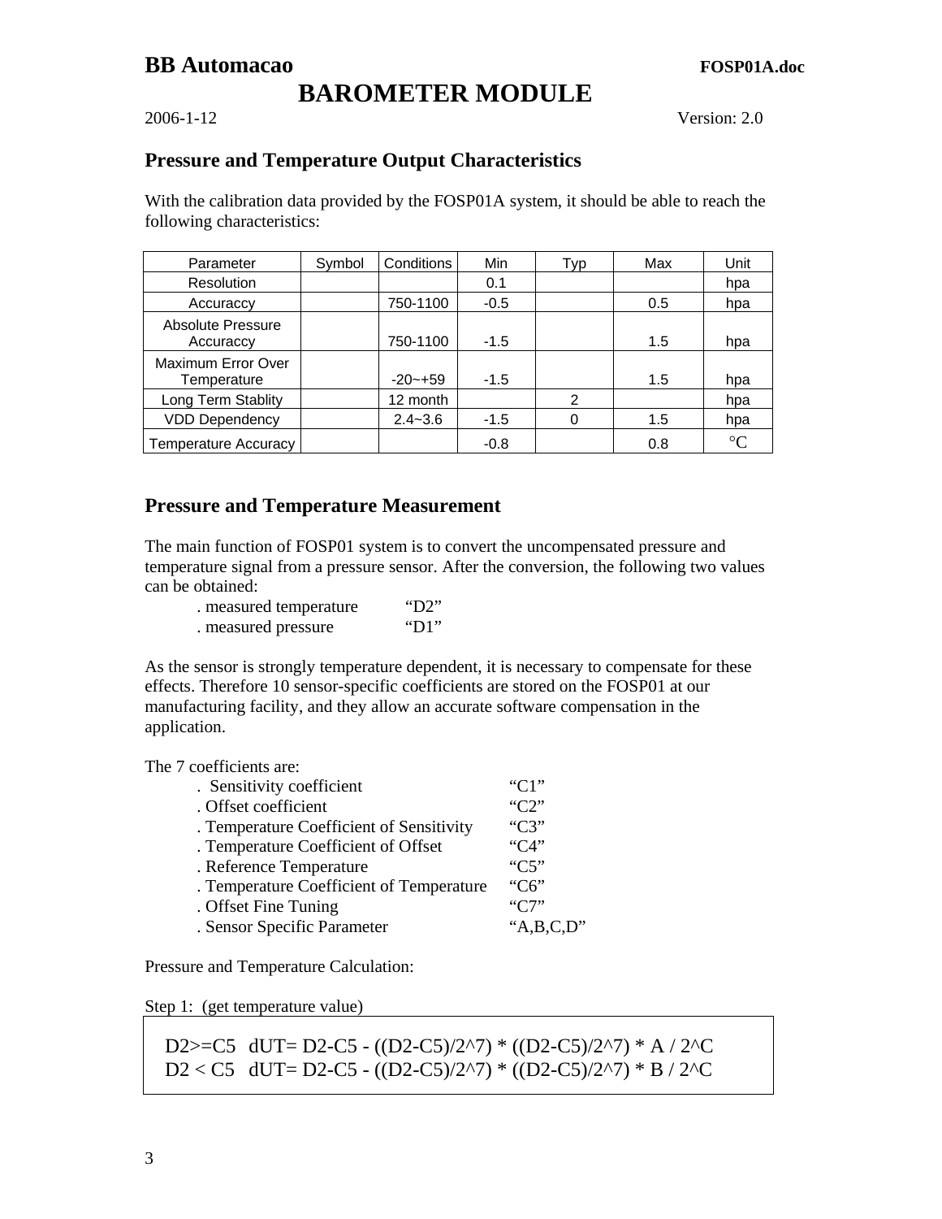# BAROMETER MODULE

2006-1-12 Version: 2.0

## Pressure and Temperature Output Characteristics

With the calibration data provided by the FOSP01A system, it should be able to reach the following characteristics:

| Parameter | Symbol | Conditions | Min | Typ | Max | Unit |
|---|---|---|---|---|---|---|
| Resolution | | | 0.1 | | | hpa |
| Accuraccy | | 750-1100 | -0.5 | | 0.5 | hpa |
| Absolute Pressure Accuraccy | | 750-1100 | -1.5 | | 1.5 | hpa |
| Maximum Error Over Temperature | | -20~+59 | -1.5 | | 1.5 | hpa |
| Long Term Stablity | | 12 month | | 2 | | hpa |
| VDD Dependency | | 2.4~3.6 | -1.5 | 0 | 1.5 | hpa |
| Temperature Accuracy | | | -0.8 | | 0.8 | °C |

## Pressure and Temperature Measurement

The main function of FOSP01 system is to convert the uncompensated pressure and temperature signal from a pressure sensor. After the conversion, the following two values can be obtained:

- . measured temperature "D2"
- . measured pressure "D1"

As the sensor is strongly temperature dependent, it is necessary to compensate for these effects. Therefore 10 sensor-specific coefficients are stored on the FOSP01 at our manufacturing facility, and they allow an accurate software compensation in the application.

The 7 coefficients are:

- . Sensitivity coefficient "C1"
- . Offset coefficient "C2"
- . Temperature Coefficient of Sensitivity "C3"
- . Temperature Coefficient of Offset "C4"
- . Reference Temperature "C5"
- . Temperature Coefficient of Temperature "C6"
- . Offset Fine Tuning "C7"
- . Sensor Specific Parameter "A,B,C,D"

Pressure and Temperature Calculation:

Step 1: (get temperature value)

$$D2 \geq C5 \quad dUT = D2 - C5 - ((D2-C5)/2^7) * ((D2-C5)/2^7) * A / 2^C$$

$$D2 < C5 \quad dUT = D2 - C5 - ((D2-C5)/2^7) * ((D2-C5)/2^7) * B / 2^C$$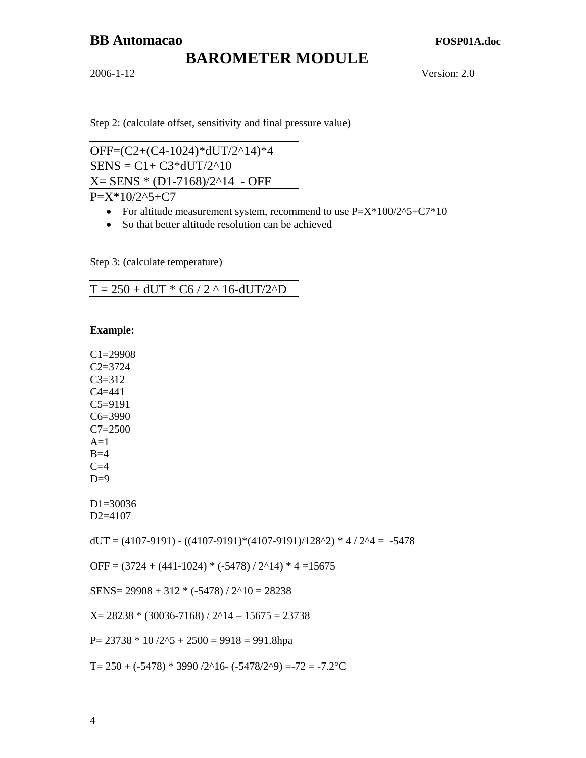Step 2: (calculate offset, sensitivity and final pressure value)

| OFF=(C2+(C4-1024)*dUT/2^14)*4 |
|---|
| SENS = C1+ C3*dUT/2^10 |
| X= SENS * (D1-7168)/2^14 - OFF |
| P=X*10/2^5+C7 |

- For altitude measurement system, recommend to use P=X*100/2^5+C7*10
- So that better altitude resolution can be achieved

Step 3: (calculate temperature)

| T = 250 + dUT * C6 / 2 ^ 16-dUT/2^D |
|---|

**Example:**

C1=29908
C2=3724
C3=312
C4=441
C5=9191
C6=3990
C7=2500
A=1
B=4
C=4
D=9

D1=30036
D2=4107

dUT = (4107-9191) - ((4107-9191)*(4107-9191)/128^2) * 4 / 2^4 = -5478

OFF = (3724 + (441-1024) * (-5478) / 2^14) * 4 =15675

SENS= 29908 + 312 * (-5478) / 2^10 = 28238

X= 28238 * (30036-7168) / 2^14 – 15675 = 23738

P= 23738 * 10 /2^5 + 2500 = 9918 = 991.8hpa

T= 250 + (-5478) * 3990 /2^16- (-5478/2^9) =-72 = -7.2°C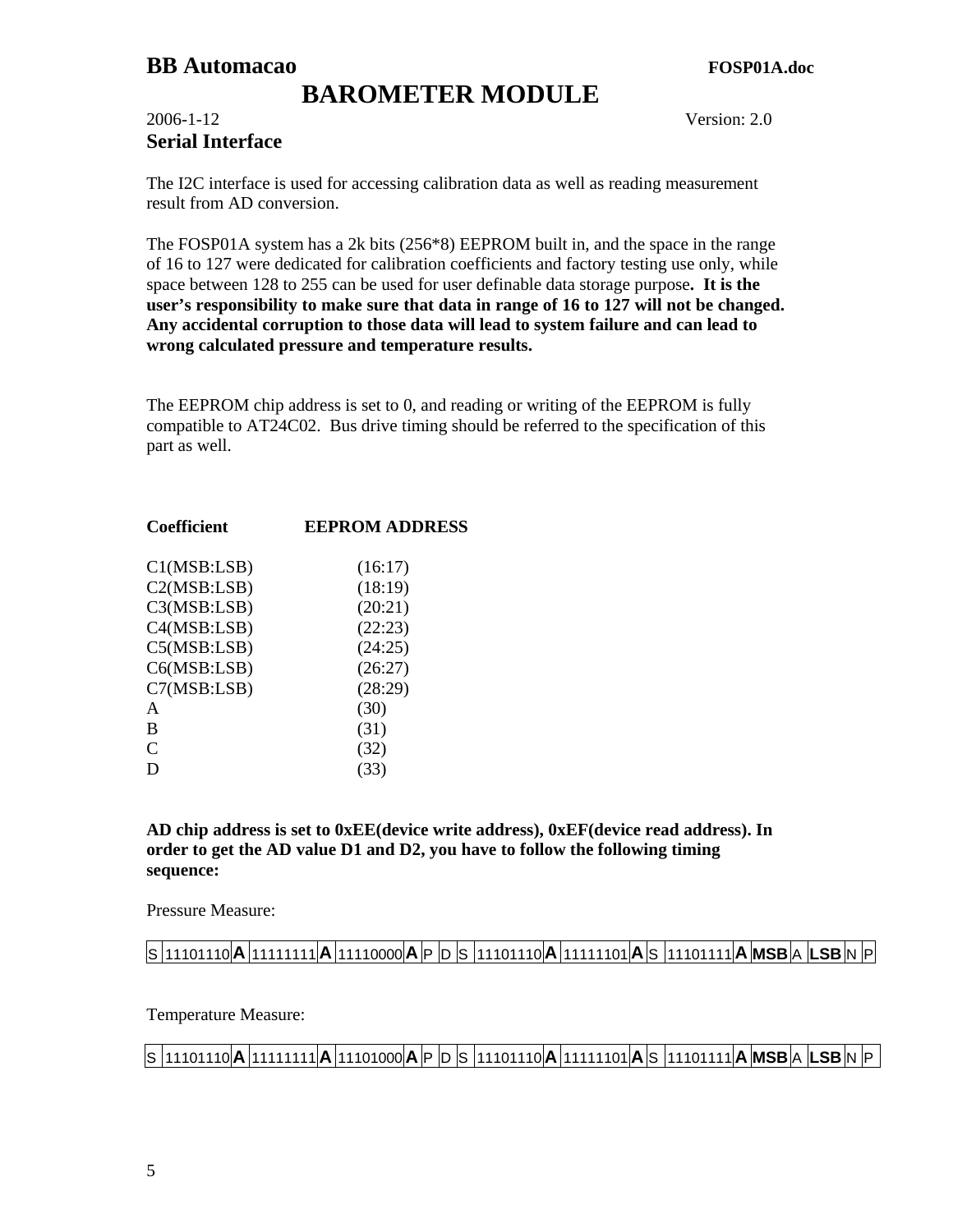# BB Automacao

**FOSP01A.doc**

# BAROMETER MODULE

2006-1-12 Version: 2.0

## Serial Interface

The I2C interface is used for accessing calibration data as well as reading measurement result from AD conversion.

The FOSP01A system has a 2k bits (256*8) EEPROM built in, and the space in the range of 16 to 127 were dedicated for calibration coefficients and factory testing use only, while space between 128 to 255 can be used for user definable data storage purpose**. It is the user's responsibility to make sure that data in range of 16 to 127 will not be changed. Any accidental corruption to those data will lead to system failure and can lead to wrong calculated pressure and temperature results.**

The EEPROM chip address is set to 0, and reading or writing of the EEPROM is fully compatible to AT24C02. Bus drive timing should be referred to the specification of this part as well.

| **Coefficient** | **EEPROM ADDRESS** |
|---|---|
| C1(MSB:LSB) | (16:17) |
| C2(MSB:LSB) | (18:19) |
| C3(MSB:LSB) | (20:21) |
| C4(MSB:LSB) | (22:23) |
| C5(MSB:LSB) | (24:25) |
| C6(MSB:LSB) | (26:27) |
| C7(MSB:LSB) | (28:29) |
| A | (30) |
| B | (31) |
| C | (32) |
| D | (33) |

**AD chip address is set to 0xEE(device write address), 0xEF(device read address). In order to get the AD value D1 and D2, you have to follow the following timing sequence:**

Pressure Measure:

| S | 11101110 | **A** | 11111111 | **A** | 11110000 | **A** | P | D | S | 11101110 | **A** | 11111101 | **A** | S | 11101111 | **A** | **MSB** | A | **LSB** | N | P |
|---|---|---|---|---|---|---|---|---|---|---|---|---|---|---|---|---|---|---|---|---|---|

Temperature Measure:

| S | 11101110 | **A** | 11111111 | **A** | 11101000 | **A** | P | D | S | 11101110 | **A** | 11111101 | **A** | S | 11101111 | **A** | **MSB** | A | **LSB** | N | P |
|---|---|---|---|---|---|---|---|---|---|---|---|---|---|---|---|---|---|---|---|---|---|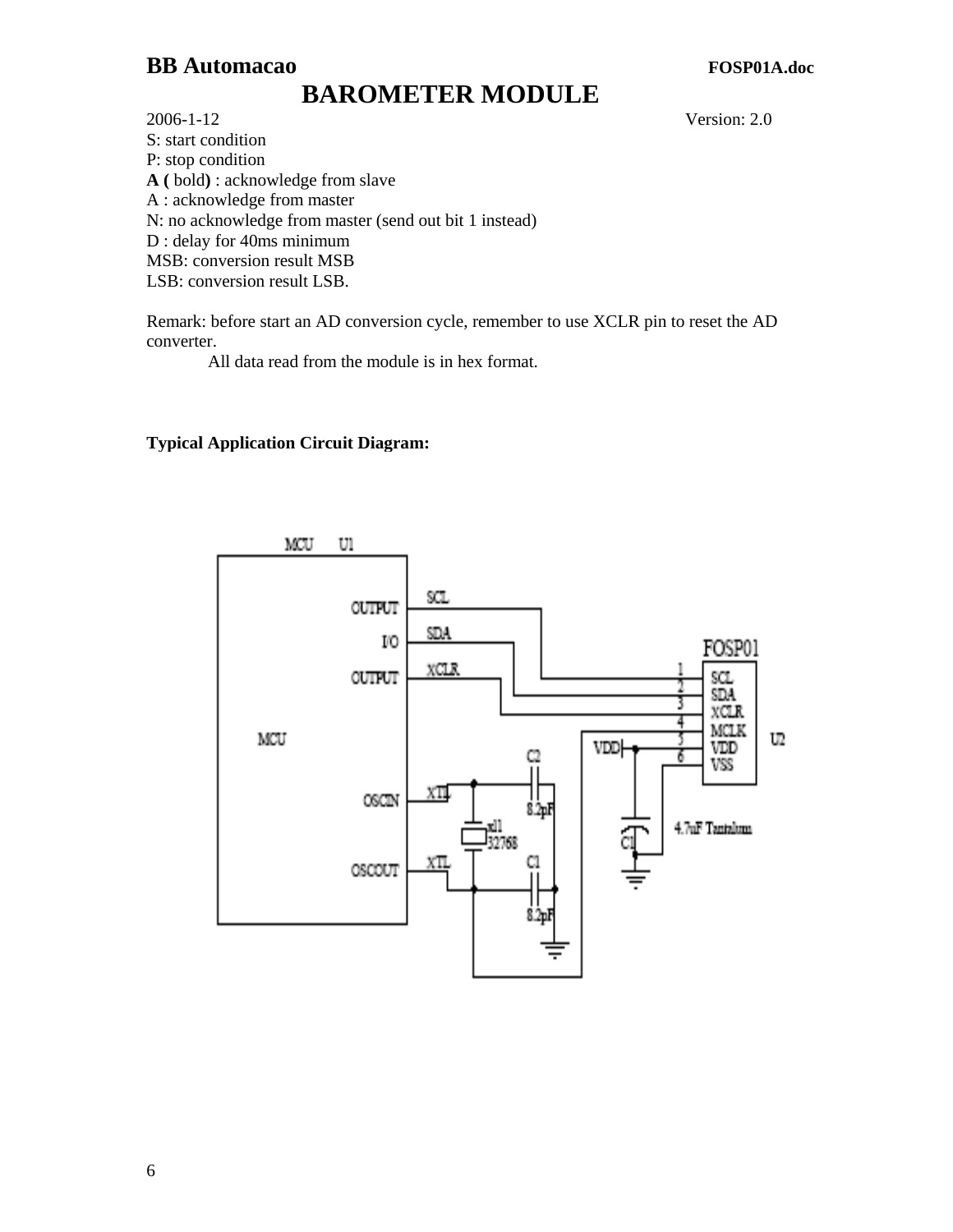**BAROMETER MODULE**

2006-1-12 Version: 2.0

S: start condition
P: stop condition
**A (** bold**)** : acknowledge from slave
A : acknowledge from master
N: no acknowledge from master (send out bit 1 instead)
D : delay for 40ms minimum
MSB: conversion result MSB
LSB: conversion result LSB.

Remark: before start an AD conversion cycle, remember to use XCLR pin to reset the AD converter.
All data read from the module is in hex format.

**Typical Application Circuit Diagram:**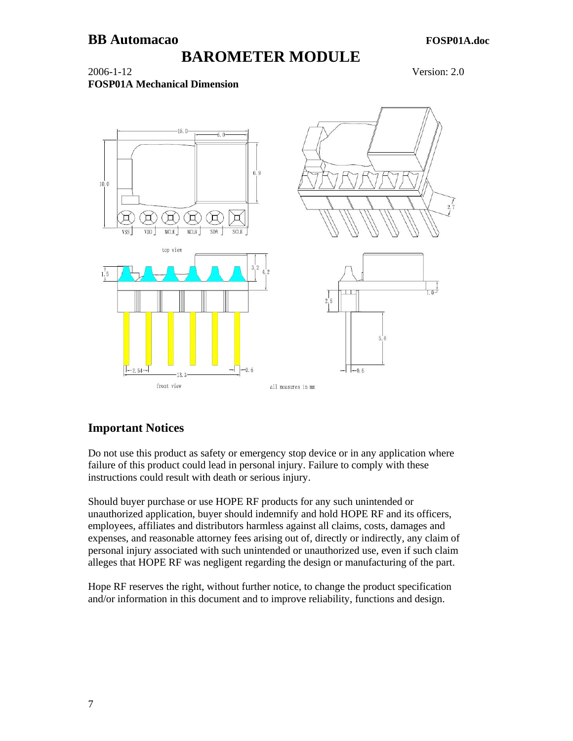# BARometer MODULE

2006-1-12 Version: 2.0

**FOSP01A Mechanical Dimension**

15.0
6.0
6.9
10.0
VSS VDD MCLK XCLR SDA SCLK
top view
2.7
1.5
3.2
4.2
2.54
13.3
0.6
front view
1.0
2.5
5.6
0.6
all measures in mm

## Important Notices

Do not use this product as safety or emergency stop device or in any application where failure of this product could lead in personal injury. Failure to comply with these instructions could result with death or serious injury.

Should buyer purchase or use HOPE RF products for any such unintended or unauthorized application, buyer should indemnify and hold HOPE RF and its officers, employees, affiliates and distributors harmless against all claims, costs, damages and expenses, and reasonable attorney fees arising out of, directly or indirectly, any claim of personal injury associated with such unintended or unauthorized use, even if such claim alleges that HOPE RF was negligent regarding the design or manufacturing of the part.

Hope RF reserves the right, without further notice, to change the product specification and/or information in this document and to improve reliability, functions and design.